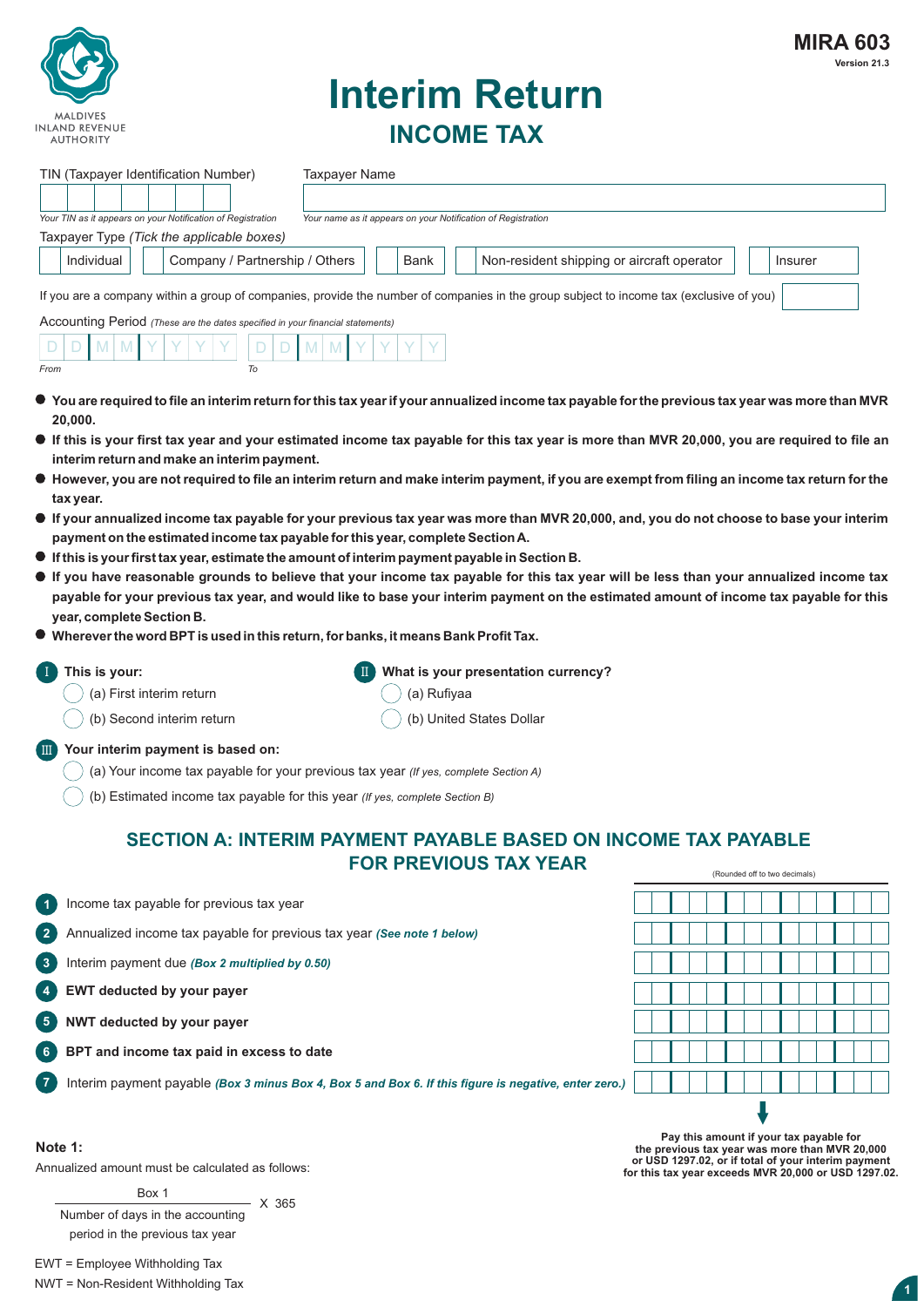MALDIVES INLAND REVENUE AUTHORITY

**MIRA 603**
Version 21.3

# Interim Return

## INCOME TAX

TIN (Taxpayer Identification Number)

*Your TIN as it appears on your Notification of Registration*

Taxpayer Name

*Your name as it appears on your Notification of Registration*

Taxpayer Type *(Tick the applicable boxes)*

- Individual
- Company / Partnership / Others
- Bank
- Non-resident shipping or aircraft operator
- Insurer

If you are a company within a group of companies, provide the number of companies in the group subject to income tax (exclusive of you)

Accounting Period *(These are the dates specified in your financial statements)*

From: DDMMYYYY  To: DDMMYYYY

- **You are required to file an interim return for this tax year if your annualized income tax payable for the previous tax year was more than MVR 20,000.**
- **If this is your first tax year and your estimated income tax payable for this tax year is more than MVR 20,000, you are required to file an interim return and make an interim payment.**
- **However, you are not required to file an interim return and make interim payment, if you are exempt from filing an income tax return for the tax year.**
- **If your annualized income tax payable for your previous tax year was more than MVR 20,000, and, you do not choose to base your interim payment on the estimated income tax payable for this year, complete Section A.**
- **If this is your first tax year, estimate the amount of interim payment payable in Section B.**
- **If you have reasonable grounds to believe that your income tax payable for this tax year will be less than your annualized income tax payable for your previous tax year, and would like to base your interim payment on the estimated amount of income tax payable for this year, complete Section B.**
- **Wherever the word BPT is used in this return, for banks, it means Bank Profit Tax.**

**I This is your:**
- (a) First interim return
- (b) Second interim return

**II What is your presentation currency?**
- (a) Rufiyaa
- (b) United States Dollar

**III Your interim payment is based on:**
- (a) Your income tax payable for your previous tax year *(If yes, complete Section A)*
- (b) Estimated income tax payable for this year *(If yes, complete Section B)*

## SECTION A: INTERIM PAYMENT PAYABLE BASED ON INCOME TAX PAYABLE FOR PREVIOUS TAX YEAR

| # | Item | (Rounded off to two decimals) |
|---|---|---|
| 1 | Income tax payable for previous tax year | |
| 2 | Annualized income tax payable for previous tax year *(See note 1 below)* | |
| 3 | Interim payment due *(Box 2 multiplied by 0.50)* | |
| 4 | **EWT deducted by your payer** | |
| 5 | **NWT deducted by your payer** | |
| 6 | **BPT and income tax paid in excess to date** | |
| 7 | Interim payment payable *(Box 3 minus Box 4, Box 5 and Box 6. If this figure is negative, enter zero.)* | |

**Pay this amount if your tax payable for the previous tax year was more than MVR 20,000 or USD 1297.02, or if total of your interim payment for this tax year exceeds MVR 20,000 or USD 1297.02.**

**Note 1:**

Annualized amount must be calculated as follows:

$$\frac{\text{Box 1}}{\text{Number of days in the accounting period in the previous tax year}} \times 365$$

EWT = Employee Withholding Tax

NWT = Non-Resident Withholding Tax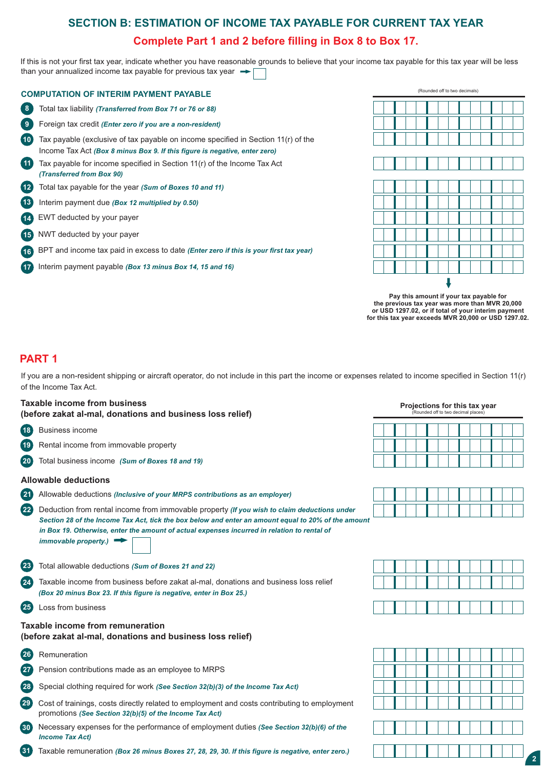## SECTION B: ESTIMATION OF INCOME TAX PAYABLE FOR CURRENT TAX YEAR

**Complete Part 1 and 2 before filling in Box 8 to Box 17.**

If this is not your first tax year, indicate whether you have reasonable grounds to believe that your income tax payable for this tax year will be less than your annualized income tax payable for previous tax year ➜ ☐

### COMPUTATION OF INTERIM PAYMENT PAYABLE

| Box | Description | (Rounded off to two decimals) |
|---|---|---|
| 8 | Total tax liability *(Transferred from Box 71 or 76 or 88)* | |
| 9 | Foreign tax credit *(Enter zero if you are a non-resident)* | |
| 10 | Tax payable (exclusive of tax payable on income specified in Section 11(r) of the Income Tax Act *(Box 8 minus Box 9. If this figure is negative, enter zero)* | |
| 11 | Tax payable for income specified in Section 11(r) of the Income Tax Act *(Transferred from Box 90)* | |
| 12 | Total tax payable for the year *(Sum of Boxes 10 and 11)* | |
| 13 | Interim payment due *(Box 12 multiplied by 0.50)* | |
| 14 | EWT deducted by your payer | |
| 15 | NWT deducted by your payer | |
| 16 | BPT and income tax paid in excess to date *(Enter zero if this is your first tax year)* | |
| 17 | Interim payment payable *(Box 13 minus Box 14, 15 and 16)* | |

**Pay this amount if your tax payable for the previous tax year was more than MVR 20,000 or USD 1297.02, or if total of your interim payment for this tax year exceeds MVR 20,000 or USD 1297.02.**

## PART 1

If you are a non-resident shipping or aircraft operator, do not include in this part the income or expenses related to income specified in Section 11(r) of the Income Tax Act.

### Taxable income from business (before zakat al-mal, donations and business loss relief)

| Box | Description | Projections for this tax year (Rounded off to two decimal places) |
|---|---|---|
| 18 | Business income | |
| 19 | Rental income from immovable property | |
| 20 | Total business income *(Sum of Boxes 18 and 19)* | |

### Allowable deductions

| Box | Description | Projections for this tax year |
|---|---|---|
| 21 | Allowable deductions *(Inclusive of your MRPS contributions as an employer)* | |
| 22 | Deduction from rental income from immovable property *(If you wish to claim deductions under Section 28 of the Income Tax Act, tick the box below and enter an amount equal to 20% of the amount in Box 19. Otherwise, enter the amount of actual expenses incurred in relation to rental of immovable property.)* ➜ ☐ | |
| 23 | Total allowable deductions *(Sum of Boxes 21 and 22)* | |
| 24 | Taxable income from business before zakat al-mal, donations and business loss relief *(Box 20 minus Box 23. If this figure is negative, enter in Box 25.)* | |
| 25 | Loss from business | |

### Taxable income from remuneration (before zakat al-mal, donations and business loss relief)

| Box | Description | Projections for this tax year |
|---|---|---|
| 26 | Remuneration | |
| 27 | Pension contributions made as an employee to MRPS | |
| 28 | Special clothing required for work *(See Section 32(b)(3) of the Income Tax Act)* | |
| 29 | Cost of trainings, costs directly related to employment and costs contributing to employment promotions *(See Section 32(b)(5) of the Income Tax Act)* | |
| 30 | Necessary expenses for the performance of employment duties *(See Section 32(b)(6) of the Income Tax Act)* | |
| 31 | Taxable remuneration *(Box 26 minus Boxes 27, 28, 29, 30. If this figure is negative, enter zero.)* | |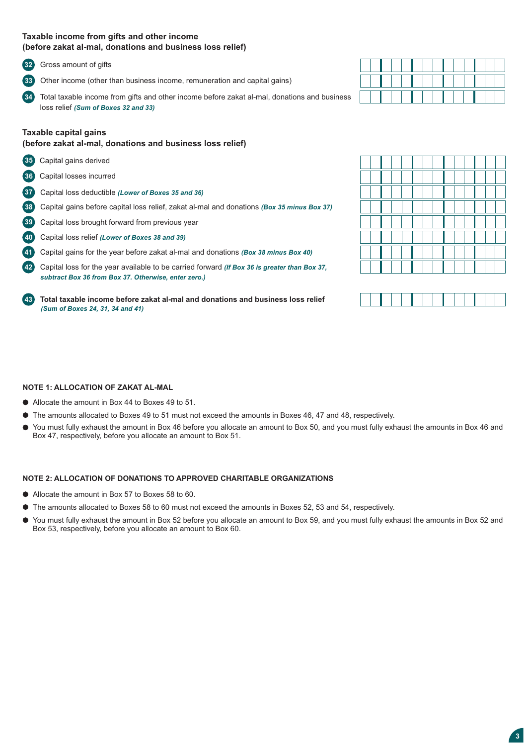**Taxable income from gifts and other income**
**(before zakat al-mal, donations and business loss relief)**

| Box | Description | Amount |
|---|---|---|
| 32 | Gross amount of gifts | |
| 33 | Other income (other than business income, remuneration and capital gains) | |
| 34 | Total taxable income from gifts and other income before zakat al-mal, donations and business loss relief ***(Sum of Boxes 32 and 33)*** | |

**Taxable capital gains**
**(before zakat al-mal, donations and business loss relief)**

| Box | Description | Amount |
|---|---|---|
| 35 | Capital gains derived | |
| 36 | Capital losses incurred | |
| 37 | Capital loss deductible ***(Lower of Boxes 35 and 36)*** | |
| 38 | Capital gains before capital loss relief, zakat al-mal and donations ***(Box 35 minus Box 37)*** | |
| 39 | Capital loss brought forward from previous year | |
| 40 | Capital loss relief ***(Lower of Boxes 38 and 39)*** | |
| 41 | Capital gains for the year before zakat al-mal and donations ***(Box 38 minus Box 40)*** | |
| 42 | Capital loss for the year available to be carried forward ***(If Box 36 is greater than Box 37, subtract Box 36 from Box 37. Otherwise, enter zero.)*** | |
| 43 | **Total taxable income before zakat al-mal and donations and business loss relief** ***(Sum of Boxes 24, 31, 34 and 41)*** | |

**NOTE 1: ALLOCATION OF ZAKAT AL-MAL**

- Allocate the amount in Box 44 to Boxes 49 to 51.
- The amounts allocated to Boxes 49 to 51 must not exceed the amounts in Boxes 46, 47 and 48, respectively.
- You must fully exhaust the amount in Box 46 before you allocate an amount to Box 50, and you must fully exhaust the amounts in Box 46 and Box 47, respectively, before you allocate an amount to Box 51.

**NOTE 2: ALLOCATION OF DONATIONS TO APPROVED CHARITABLE ORGANIZATIONS**

- Allocate the amount in Box 57 to Boxes 58 to 60.
- The amounts allocated to Boxes 58 to 60 must not exceed the amounts in Boxes 52, 53 and 54, respectively.
- You must fully exhaust the amount in Box 52 before you allocate an amount to Box 59, and you must fully exhaust the amounts in Box 52 and Box 53, respectively, before you allocate an amount to Box 60.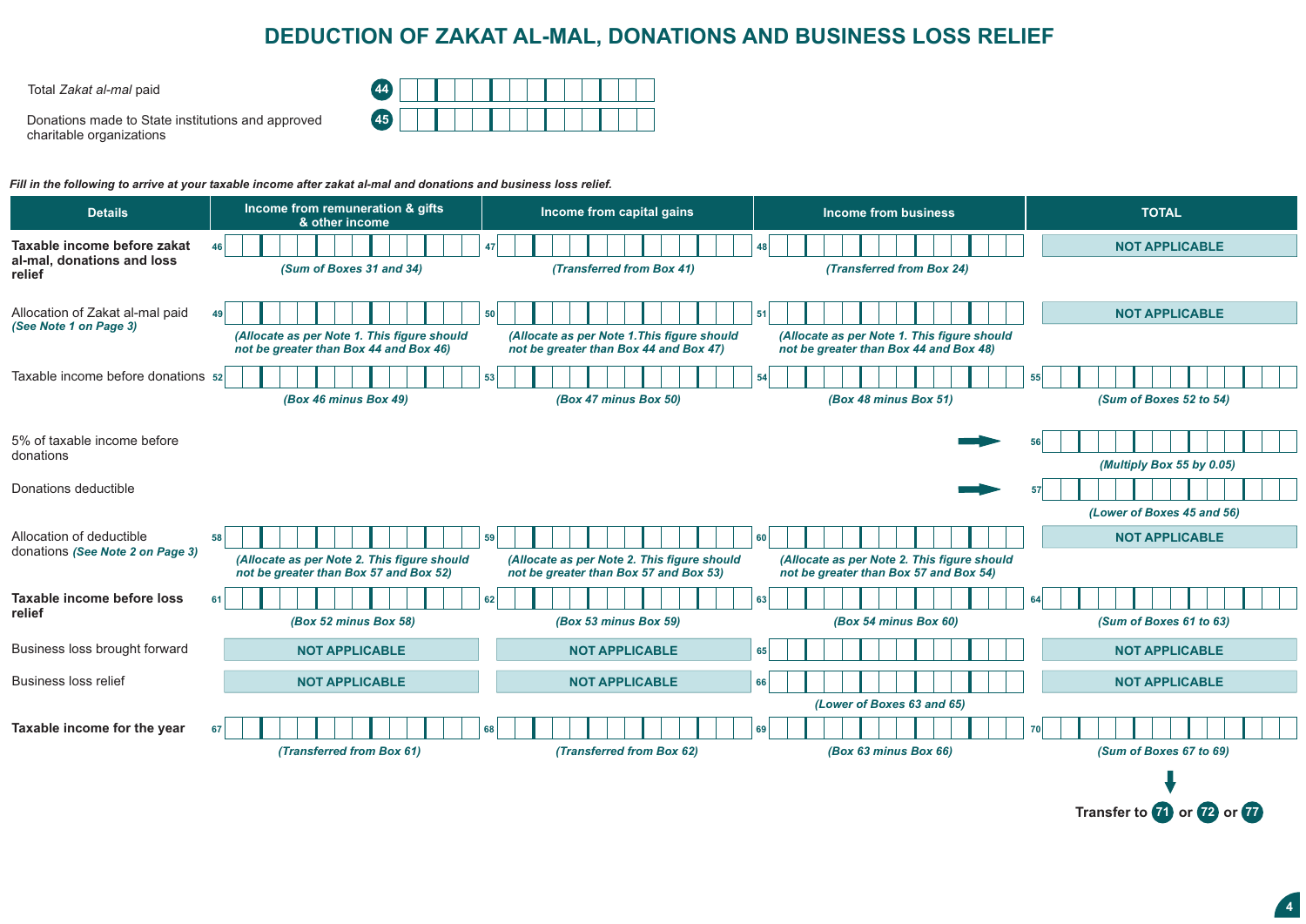# DEDUCTION OF ZAKAT AL-MAL, DONATIONS AND BUSINESS LOSS RELIEF

| | | |
|---|---|---|
| Total *Zakat al-mal* paid | 44 | |
| Donations made to State institutions and approved charitable organizations | 45 | |

***Fill in the following to arrive at your taxable income after zakat al-mal and donations and business loss relief.***

| Details | Income from remuneration & gifts & other income | Income from capital gains | Income from business | TOTAL |
|---|---|---|---|---|
| **Taxable income before zakat al-mal, donations and loss relief** | 46 *(Sum of Boxes 31 and 34)* | 47 *(Transferred from Box 41)* | 48 *(Transferred from Box 24)* | NOT APPLICABLE |
| Allocation of Zakat al-mal paid *(See Note 1 on Page 3)* | 49 *(Allocate as per Note 1. This figure should not be greater than Box 44 and Box 46)* | 50 *(Allocate as per Note 1.This figure should not be greater than Box 44 and Box 47)* | 51 *(Allocate as per Note 1. This figure should not be greater than Box 44 and Box 48)* | NOT APPLICABLE |
| Taxable income before donations | 52 *(Box 46 minus Box 49)* | 53 *(Box 47 minus Box 50)* | 54 *(Box 48 minus Box 51)* | 55 *(Sum of Boxes 52 to 54)* |
| 5% of taxable income before donations | | | → | 56 *(Multiply Box 55 by 0.05)* |
| Donations deductible | | | → | 57 *(Lower of Boxes 45 and 56)* |
| Allocation of deductible donations *(See Note 2 on Page 3)* | 58 *(Allocate as per Note 2. This figure should not be greater than Box 57 and Box 52)* | 59 *(Allocate as per Note 2. This figure should not be greater than Box 57 and Box 53)* | 60 *(Allocate as per Note 2. This figure should not be greater than Box 57 and Box 54)* | NOT APPLICABLE |
| **Taxable income before loss relief** | 61 *(Box 52 minus Box 58)* | 62 *(Box 53 minus Box 59)* | 63 *(Box 54 minus Box 60)* | 64 *(Sum of Boxes 61 to 63)* |
| Business loss brought forward | NOT APPLICABLE | NOT APPLICABLE | 65 | NOT APPLICABLE |
| Business loss relief | NOT APPLICABLE | NOT APPLICABLE | 66 *(Lower of Boxes 63 and 65)* | NOT APPLICABLE |
| **Taxable income for the year** | 67 *(Transferred from Box 61)* | 68 *(Transferred from Box 62)* | 69 *(Box 63 minus Box 66)* | 70 *(Sum of Boxes 67 to 69)* |

**Transfer to 71 or 72 or 77**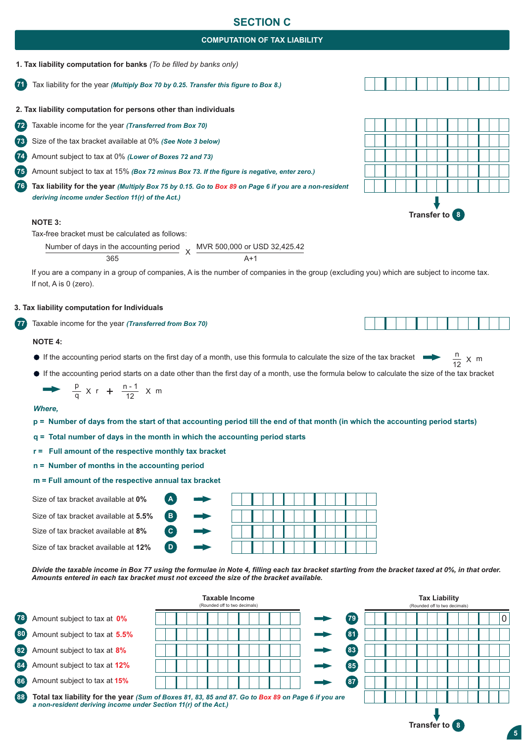# SECTION C

## COMPUTATION OF TAX LIABILITY

**1. Tax liability computation for banks** *(To be filled by banks only)*

71 Tax liability for the year ***(Multiply Box 70 by 0.25. Transfer this figure to Box 8.)***

**2. Tax liability computation for persons other than individuals**

72 Taxable income for the year ***(Transferred from Box 70)***

73 Size of the tax bracket available at 0% ***(See Note 3 below)***

74 Amount subject to tax at 0% ***(Lower of Boxes 72 and 73)***

75 Amount subject to tax at 15% ***(Box 72 minus Box 73. If the figure is negative, enter zero.)***

76 **Tax liability for the year** ***(Multiply Box 75 by 0.15. Go to Box 89 on Page 6 if you are a non-resident deriving income under Section 11(r) of the Act.)***

Transfer to 8

**NOTE 3:**

Tax-free bracket must be calculated as follows:

$$\frac{\text{Number of days in the accounting period}}{365} \times \frac{\text{MVR 500,000 or USD 32,425.42}}{A+1}$$

If you are a company in a group of companies, A is the number of companies in the group (excluding you) which are subject to income tax. If not, A is 0 (zero).

**3. Tax liability computation for Individuals**

77 Taxable income for the year ***(Transferred from Box 70)***

**NOTE 4:**

- If the accounting period starts on the first day of a month, use this formula to calculate the size of the tax bracket → $\frac{n}{12} \times m$
- If the accounting period starts on a date other than the first day of a month, use the formula below to calculate the size of the tax bracket

$$\frac{p}{q} \times r + \frac{n-1}{12} \times m$$

***Where,***

**p = Number of days from the start of that accounting period till the end of that month (in which the accounting period starts)**

**q = Total number of days in the month in which the accounting period starts**

**r = Full amount of the respective monthly tax bracket**

**n = Number of months in the accounting period**

**m = Full amount of the respective annual tax bracket**

Size of tax bracket available at **0%** (A) →

Size of tax bracket available at **5.5%** (B) →

Size of tax bracket available at **8%** (C) →

Size of tax bracket available at **12%** (D) →

***Divide the taxable income in Box 77 using the formulae in Note 4, filling each tax bracket starting from the bracket taxed at 0%, in that order. Amounts entered in each tax bracket must not exceed the size of the bracket available.***

| | Taxable Income (Rounded off to two decimals) | | Tax Liability (Rounded off to two decimals) |
|---|---|---|---|
| 78 Amount subject to tax at **0%** | | → 79 | 0 |
| 80 Amount subject to tax at **5.5%** | | → 81 | |
| 82 Amount subject to tax at **8%** | | → 83 | |
| 84 Amount subject to tax at **12%** | | → 85 | |
| 86 Amount subject to tax at **15%** | | → 87 | |

88 **Total tax liability for the year** ***(Sum of Boxes 81, 83, 85 and 87. Go to Box 89 on Page 6 if you are a non-resident deriving income under Section 11(r) of the Act.)***

Transfer to 8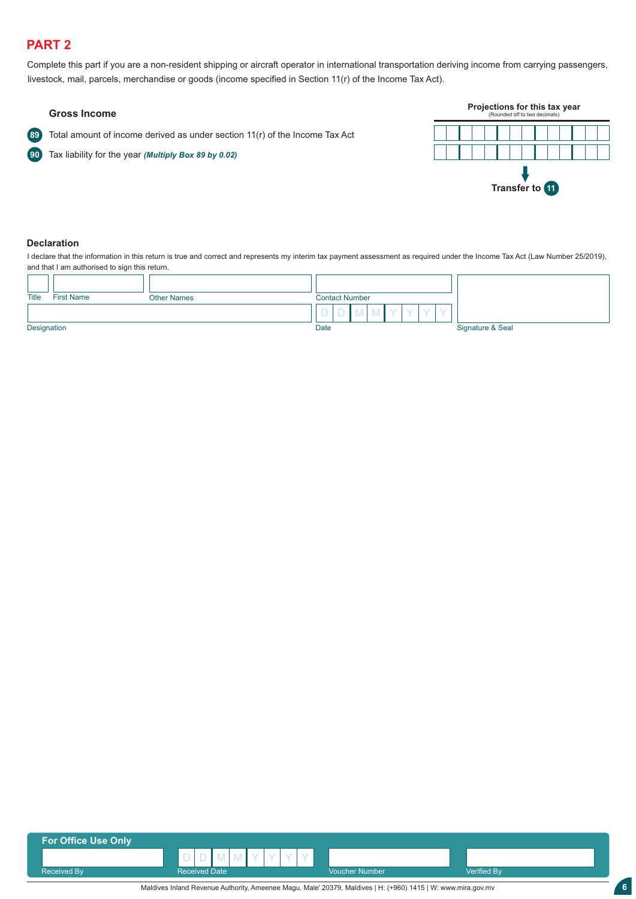## PART 2

Complete this part if you are a non-resident shipping or aircraft operator in international transportation deriving income from carrying passengers, livestock, mail, parcels, merchandise or goods (income specified in Section 11(r) of the Income Tax Act).

| Gross Income | | Projections for this tax year (Rounded off to two decimals) |
|---|---|---|
| 89 | Total amount of income derived as under section 11(r) of the Income Tax Act | |
| 90 | Tax liability for the year ***(Multiply Box 89 by 0.02)*** | |

Transfer to 11

### Declaration

I declare that the information in this return is true and correct and represents my interim tax payment assessment as required under the Income Tax Act (Law Number 25/2019), and that I am authorised to sign this return.

Title | First Name | Other Names | Contact Number

Designation | Date (D D M M Y Y Y Y) | Signature & Seal

**For Office Use Only**

Received By | Received Date (D D M M Y Y Y Y) | Voucher Number | Verified By

Maldives Inland Revenue Authority, Ameenee Magu, Male' 20379, Maldives | H: (+960) 1415 | W: www.mira.gov.mv